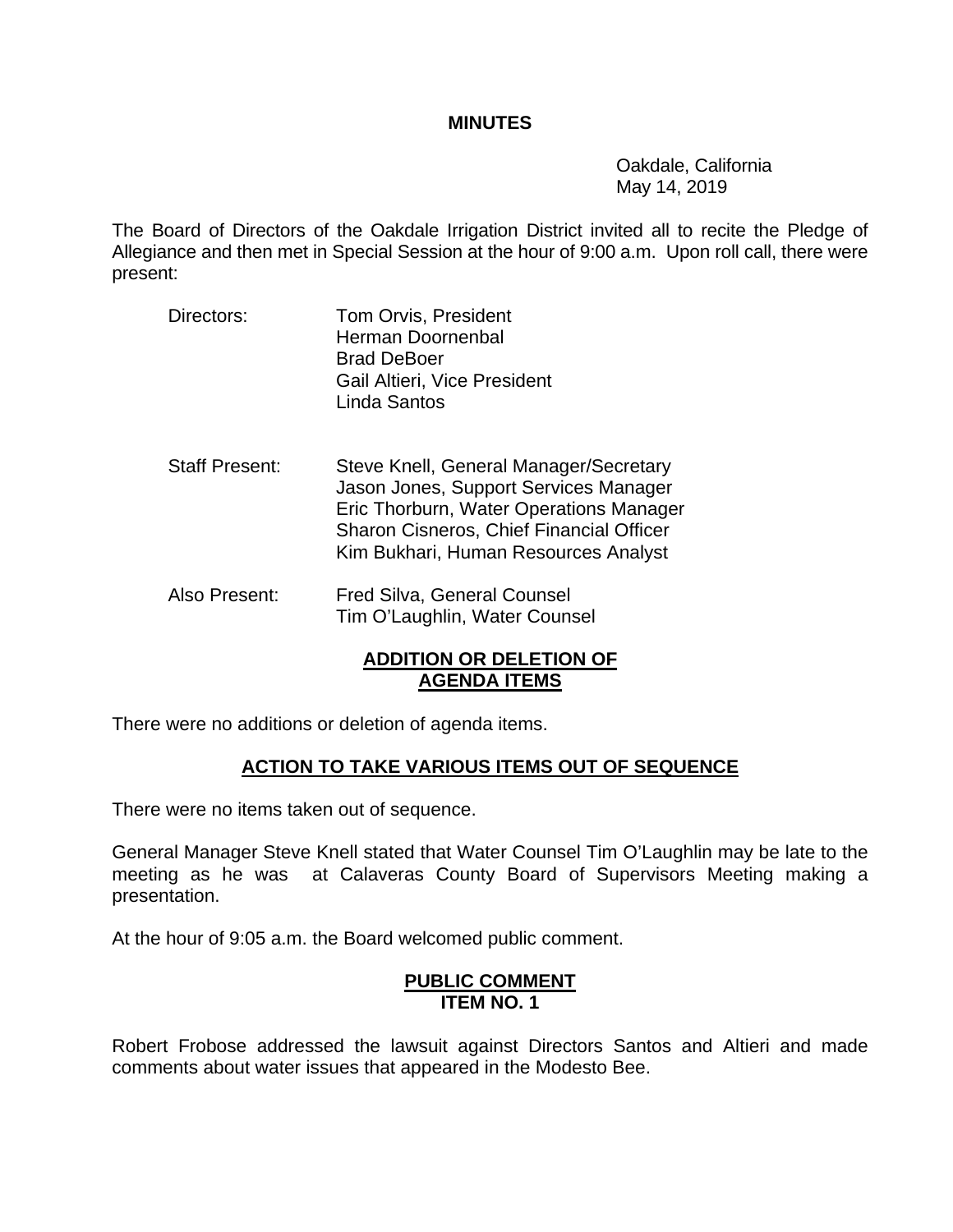# MINUTES

Oakdale, California
May 14, 2019

The Board of Directors of the Oakdale Irrigation District invited all to recite the Pledge of Allegiance and then met in Special Session at the hour of 9:00 a.m. Upon roll call, there were present:

Directors:
Tom Orvis, President
Herman Doornenbal
Brad DeBoer
Gail Altieri, Vice President
Linda Santos

Staff Present:
Steve Knell, General Manager/Secretary
Jason Jones, Support Services Manager
Eric Thorburn, Water Operations Manager
Sharon Cisneros, Chief Financial Officer
Kim Bukhari, Human Resources Analyst

Also Present:
Fred Silva, General Counsel
Tim O'Laughlin, Water Counsel

## ADDITION OR DELETION OF AGENDA ITEMS

There were no additions or deletion of agenda items.

## ACTION TO TAKE VARIOUS ITEMS OUT OF SEQUENCE

There were no items taken out of sequence.

General Manager Steve Knell stated that Water Counsel Tim O'Laughlin may be late to the meeting as he was at Calaveras County Board of Supervisors Meeting making a presentation.

At the hour of 9:05 a.m. the Board welcomed public comment.

## PUBLIC COMMENT ITEM NO. 1

Robert Frobose addressed the lawsuit against Directors Santos and Altieri and made comments about water issues that appeared in the Modesto Bee.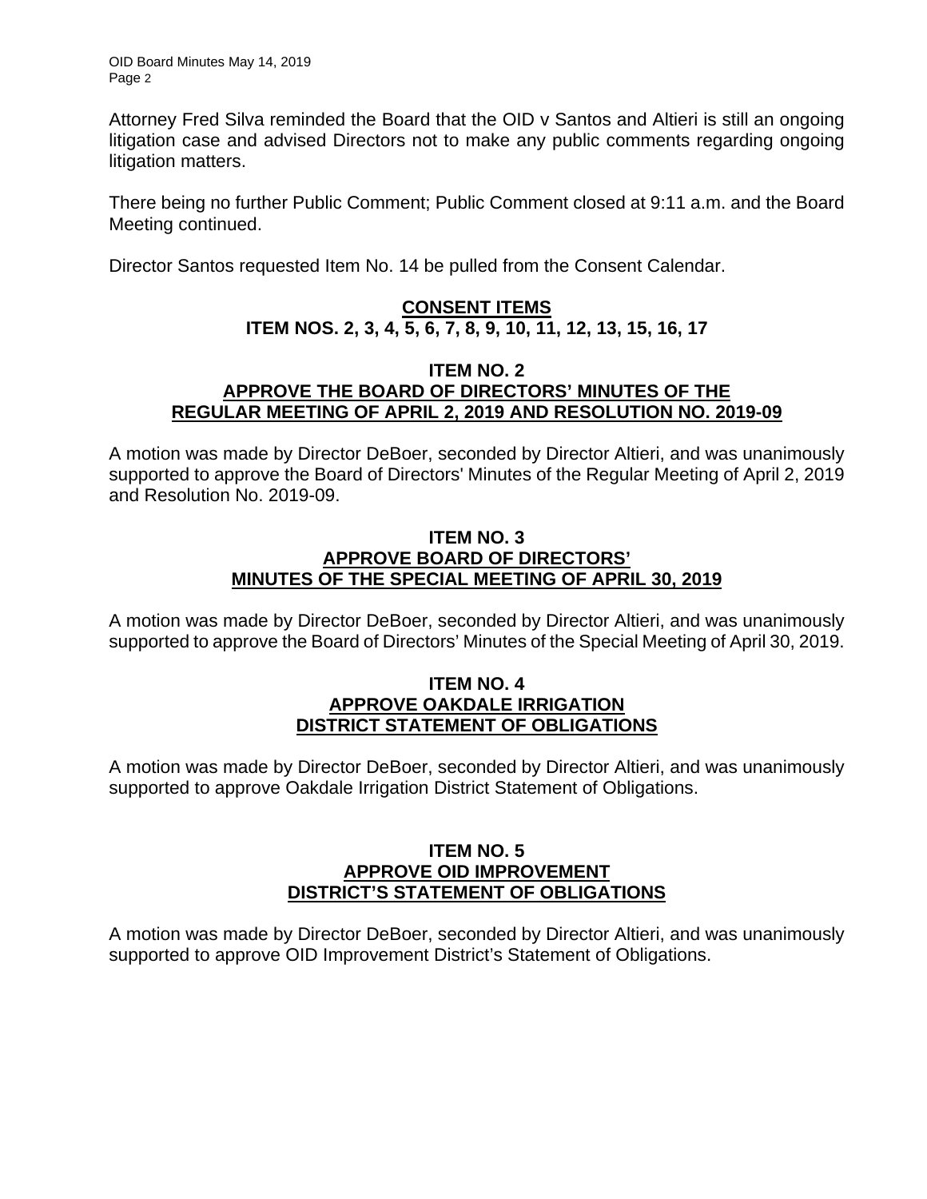Attorney Fred Silva reminded the Board that the OID v Santos and Altieri is still an ongoing litigation case and advised Directors not to make any public comments regarding ongoing litigation matters.

There being no further Public Comment; Public Comment closed at 9:11 a.m. and the Board Meeting continued.

Director Santos requested Item No. 14 be pulled from the Consent Calendar.

## CONSENT ITEMS
## ITEM NOS. 2, 3, 4, 5, 6, 7, 8, 9, 10, 11, 12, 13, 15, 16, 17

### ITEM NO. 2
### APPROVE THE BOARD OF DIRECTORS' MINUTES OF THE REGULAR MEETING OF APRIL 2, 2019 AND RESOLUTION NO. 2019-09

A motion was made by Director DeBoer, seconded by Director Altieri, and was unanimously supported to approve the Board of Directors' Minutes of the Regular Meeting of April 2, 2019 and Resolution No. 2019-09.

### ITEM NO. 3
### APPROVE BOARD OF DIRECTORS' MINUTES OF THE SPECIAL MEETING OF APRIL 30, 2019

A motion was made by Director DeBoer, seconded by Director Altieri, and was unanimously supported to approve the Board of Directors' Minutes of the Special Meeting of April 30, 2019.

### ITEM NO. 4
### APPROVE OAKDALE IRRIGATION DISTRICT STATEMENT OF OBLIGATIONS

A motion was made by Director DeBoer, seconded by Director Altieri, and was unanimously supported to approve Oakdale Irrigation District Statement of Obligations.

### ITEM NO. 5
### APPROVE OID IMPROVEMENT DISTRICT'S STATEMENT OF OBLIGATIONS

A motion was made by Director DeBoer, seconded by Director Altieri, and was unanimously supported to approve OID Improvement District's Statement of Obligations.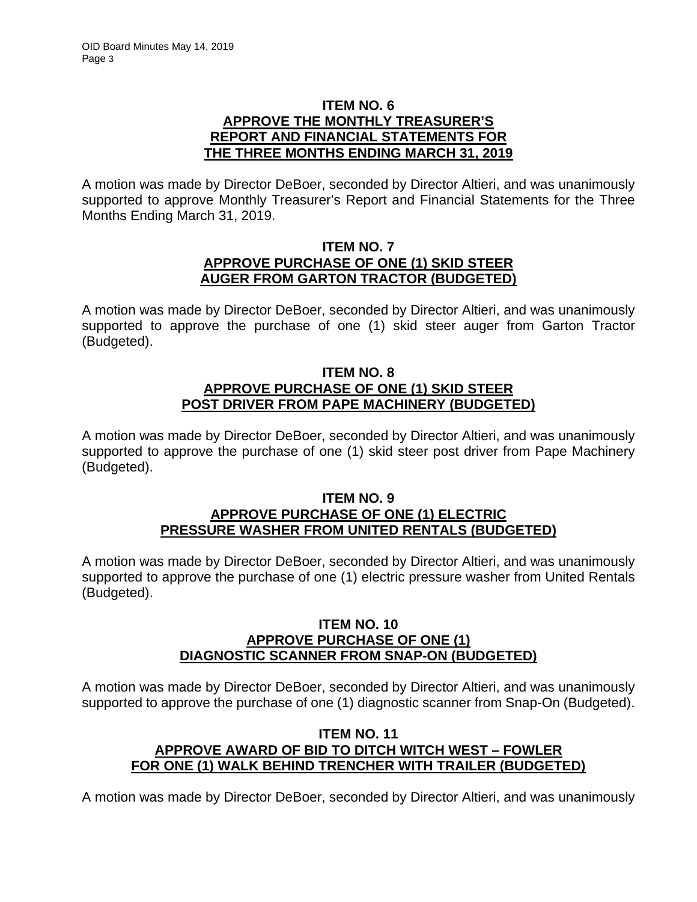## ITEM NO. 6
## APPROVE THE MONTHLY TREASURER'S REPORT AND FINANCIAL STATEMENTS FOR THE THREE MONTHS ENDING MARCH 31, 2019

A motion was made by Director DeBoer, seconded by Director Altieri, and was unanimously supported to approve Monthly Treasurer's Report and Financial Statements for the Three Months Ending March 31, 2019.

## ITEM NO. 7
## APPROVE PURCHASE OF ONE (1) SKID STEER AUGER FROM GARTON TRACTOR (BUDGETED)

A motion was made by Director DeBoer, seconded by Director Altieri, and was unanimously supported to approve the purchase of one (1) skid steer auger from Garton Tractor (Budgeted).

## ITEM NO. 8
## APPROVE PURCHASE OF ONE (1) SKID STEER POST DRIVER FROM PAPE MACHINERY (BUDGETED)

A motion was made by Director DeBoer, seconded by Director Altieri, and was unanimously supported to approve the purchase of one (1) skid steer post driver from Pape Machinery (Budgeted).

## ITEM NO. 9
## APPROVE PURCHASE OF ONE (1) ELECTRIC PRESSURE WASHER FROM UNITED RENTALS (BUDGETED)

A motion was made by Director DeBoer, seconded by Director Altieri, and was unanimously supported to approve the purchase of one (1) electric pressure washer from United Rentals (Budgeted).

## ITEM NO. 10
## APPROVE PURCHASE OF ONE (1) DIAGNOSTIC SCANNER FROM SNAP-ON (BUDGETED)

A motion was made by Director DeBoer, seconded by Director Altieri, and was unanimously supported to approve the purchase of one (1) diagnostic scanner from Snap-On (Budgeted).

## ITEM NO. 11
## APPROVE AWARD OF BID TO DITCH WITCH WEST – FOWLER FOR ONE (1) WALK BEHIND TRENCHER WITH TRAILER (BUDGETED)

A motion was made by Director DeBoer, seconded by Director Altieri, and was unanimously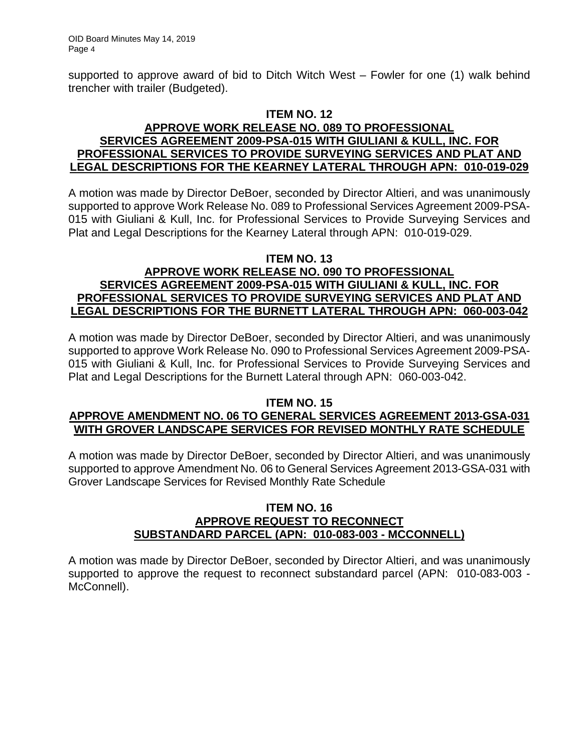supported to approve award of bid to Ditch Witch West – Fowler for one (1) walk behind trencher with trailer (Budgeted).

**ITEM NO. 12**
**APPROVE WORK RELEASE NO. 089 TO PROFESSIONAL SERVICES AGREEMENT 2009-PSA-015 WITH GIULIANI & KULL, INC. FOR PROFESSIONAL SERVICES TO PROVIDE SURVEYING SERVICES AND PLAT AND LEGAL DESCRIPTIONS FOR THE KEARNEY LATERAL THROUGH APN: 010-019-029**

A motion was made by Director DeBoer, seconded by Director Altieri, and was unanimously supported to approve Work Release No. 089 to Professional Services Agreement 2009-PSA-015 with Giuliani & Kull, Inc. for Professional Services to Provide Surveying Services and Plat and Legal Descriptions for the Kearney Lateral through APN: 010-019-029.

**ITEM NO. 13**
**APPROVE WORK RELEASE NO. 090 TO PROFESSIONAL SERVICES AGREEMENT 2009-PSA-015 WITH GIULIANI & KULL, INC. FOR PROFESSIONAL SERVICES TO PROVIDE SURVEYING SERVICES AND PLAT AND LEGAL DESCRIPTIONS FOR THE BURNETT LATERAL THROUGH APN: 060-003-042**

A motion was made by Director DeBoer, seconded by Director Altieri, and was unanimously supported to approve Work Release No. 090 to Professional Services Agreement 2009-PSA-015 with Giuliani & Kull, Inc. for Professional Services to Provide Surveying Services and Plat and Legal Descriptions for the Burnett Lateral through APN: 060-003-042.

**ITEM NO. 15**
**APPROVE AMENDMENT NO. 06 TO GENERAL SERVICES AGREEMENT 2013-GSA-031 WITH GROVER LANDSCAPE SERVICES FOR REVISED MONTHLY RATE SCHEDULE**

A motion was made by Director DeBoer, seconded by Director Altieri, and was unanimously supported to approve Amendment No. 06 to General Services Agreement 2013-GSA-031 with Grover Landscape Services for Revised Monthly Rate Schedule

**ITEM NO. 16**
**APPROVE REQUEST TO RECONNECT SUBSTANDARD PARCEL (APN: 010-083-003 - MCCONNELL)**

A motion was made by Director DeBoer, seconded by Director Altieri, and was unanimously supported to approve the request to reconnect substandard parcel (APN: 010-083-003 - McConnell).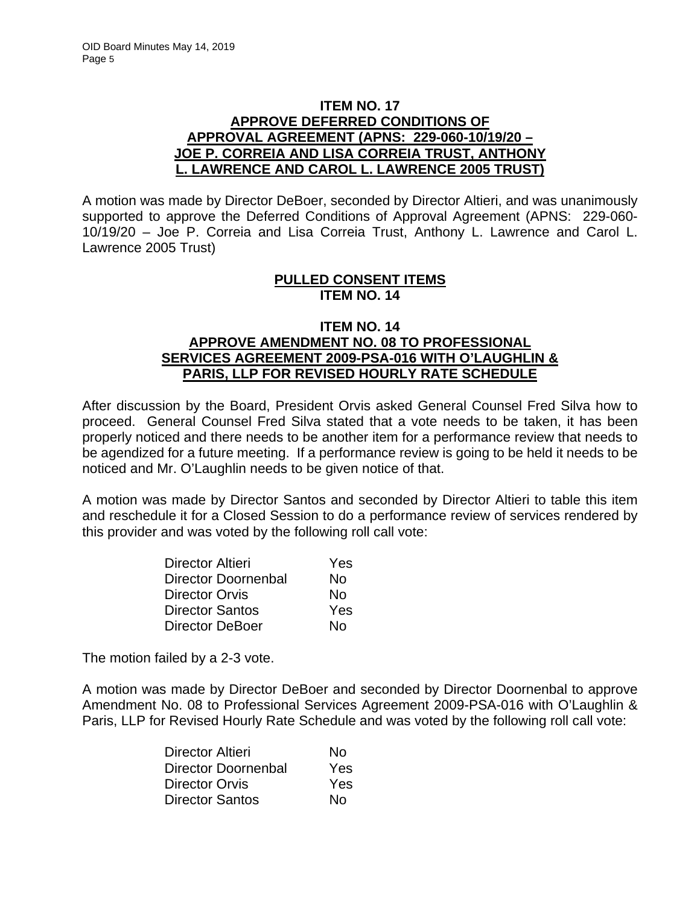**ITEM NO. 17**
**APPROVE DEFERRED CONDITIONS OF APPROVAL AGREEMENT (APNS: 229-060-10/19/20 – JOE P. CORREIA AND LISA CORREIA TRUST, ANTHONY L. LAWRENCE AND CAROL L. LAWRENCE 2005 TRUST)**

A motion was made by Director DeBoer, seconded by Director Altieri, and was unanimously supported to approve the Deferred Conditions of Approval Agreement (APNS: 229-060-10/19/20 – Joe P. Correia and Lisa Correia Trust, Anthony L. Lawrence and Carol L. Lawrence 2005 Trust)

**PULLED CONSENT ITEMS**
**ITEM NO. 14**

**ITEM NO. 14**
**APPROVE AMENDMENT NO. 08 TO PROFESSIONAL SERVICES AGREEMENT 2009-PSA-016 WITH O'LAUGHLIN & PARIS, LLP FOR REVISED HOURLY RATE SCHEDULE**

After discussion by the Board, President Orvis asked General Counsel Fred Silva how to proceed. General Counsel Fred Silva stated that a vote needs to be taken, it has been properly noticed and there needs to be another item for a performance review that needs to be agendized for a future meeting. If a performance review is going to be held it needs to be noticed and Mr. O'Laughlin needs to be given notice of that.

A motion was made by Director Santos and seconded by Director Altieri to table this item and reschedule it for a Closed Session to do a performance review of services rendered by this provider and was voted by the following roll call vote:

| | |
|---|---|
| Director Altieri | Yes |
| Director Doornenbal | No |
| Director Orvis | No |
| Director Santos | Yes |
| Director DeBoer | No |

The motion failed by a 2-3 vote.

A motion was made by Director DeBoer and seconded by Director Doornenbal to approve Amendment No. 08 to Professional Services Agreement 2009-PSA-016 with O'Laughlin & Paris, LLP for Revised Hourly Rate Schedule and was voted by the following roll call vote:

| | |
|---|---|
| Director Altieri | No |
| Director Doornenbal | Yes |
| Director Orvis | Yes |
| Director Santos | No |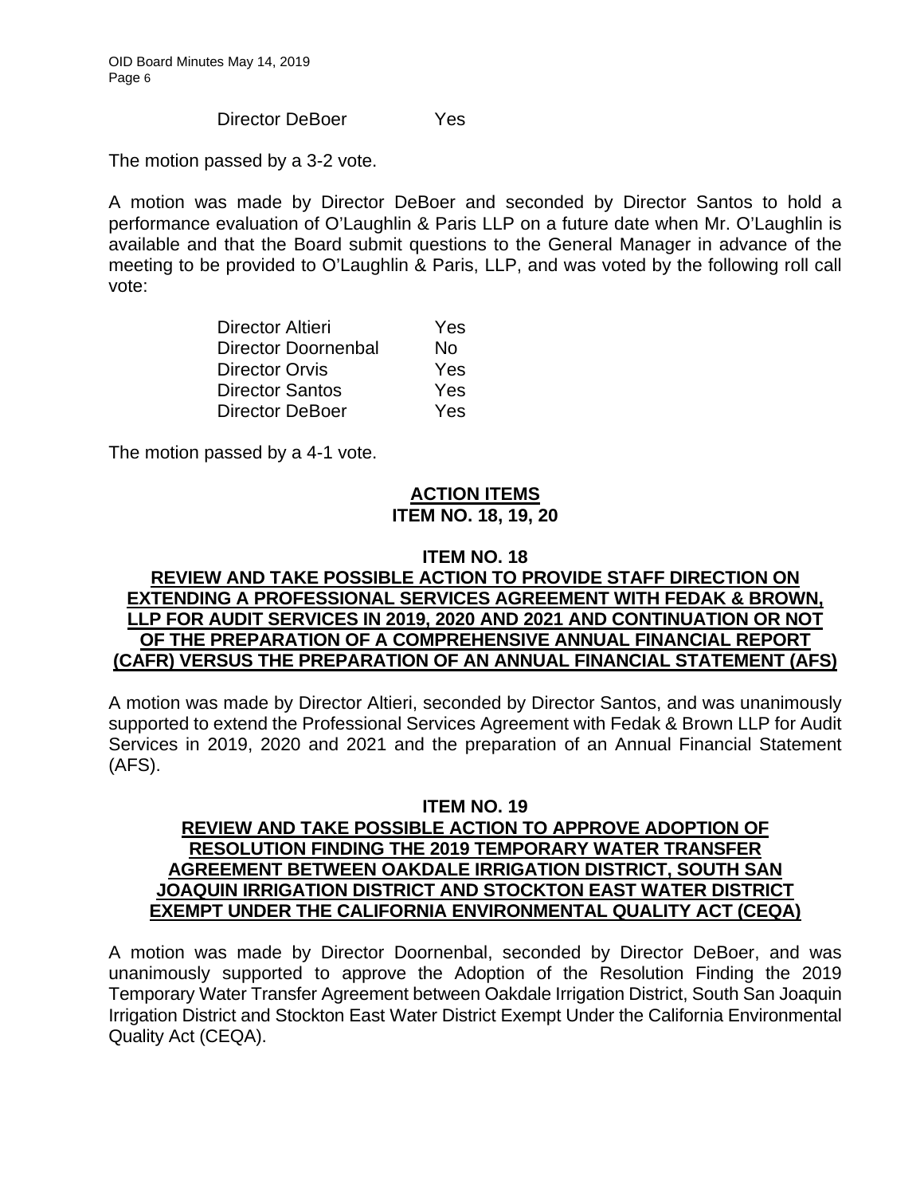| | |
|---|---|
| Director DeBoer | Yes |

The motion passed by a 3-2 vote.

A motion was made by Director DeBoer and seconded by Director Santos to hold a performance evaluation of O'Laughlin & Paris LLP on a future date when Mr. O'Laughlin is available and that the Board submit questions to the General Manager in advance of the meeting to be provided to O'Laughlin & Paris, LLP, and was voted by the following roll call vote:

| | |
|---|---|
| Director Altieri | Yes |
| Director Doornenbal | No |
| Director Orvis | Yes |
| Director Santos | Yes |
| Director DeBoer | Yes |

The motion passed by a 4-1 vote.

## ACTION ITEMS
## ITEM NO. 18, 19, 20

### ITEM NO. 18
### REVIEW AND TAKE POSSIBLE ACTION TO PROVIDE STAFF DIRECTION ON EXTENDING A PROFESSIONAL SERVICES AGREEMENT WITH FEDAK & BROWN, LLP FOR AUDIT SERVICES IN 2019, 2020 AND 2021 AND CONTINUATION OR NOT OF THE PREPARATION OF A COMPREHENSIVE ANNUAL FINANCIAL REPORT (CAFR) VERSUS THE PREPARATION OF AN ANNUAL FINANCIAL STATEMENT (AFS)

A motion was made by Director Altieri, seconded by Director Santos, and was unanimously supported to extend the Professional Services Agreement with Fedak & Brown LLP for Audit Services in 2019, 2020 and 2021 and the preparation of an Annual Financial Statement (AFS).

### ITEM NO. 19
### REVIEW AND TAKE POSSIBLE ACTION TO APPROVE ADOPTION OF RESOLUTION FINDING THE 2019 TEMPORARY WATER TRANSFER AGREEMENT BETWEEN OAKDALE IRRIGATION DISTRICT, SOUTH SAN JOAQUIN IRRIGATION DISTRICT AND STOCKTON EAST WATER DISTRICT EXEMPT UNDER THE CALIFORNIA ENVIRONMENTAL QUALITY ACT (CEQA)

A motion was made by Director Doornenbal, seconded by Director DeBoer, and was unanimously supported to approve the Adoption of the Resolution Finding the 2019 Temporary Water Transfer Agreement between Oakdale Irrigation District, South San Joaquin Irrigation District and Stockton East Water District Exempt Under the California Environmental Quality Act (CEQA).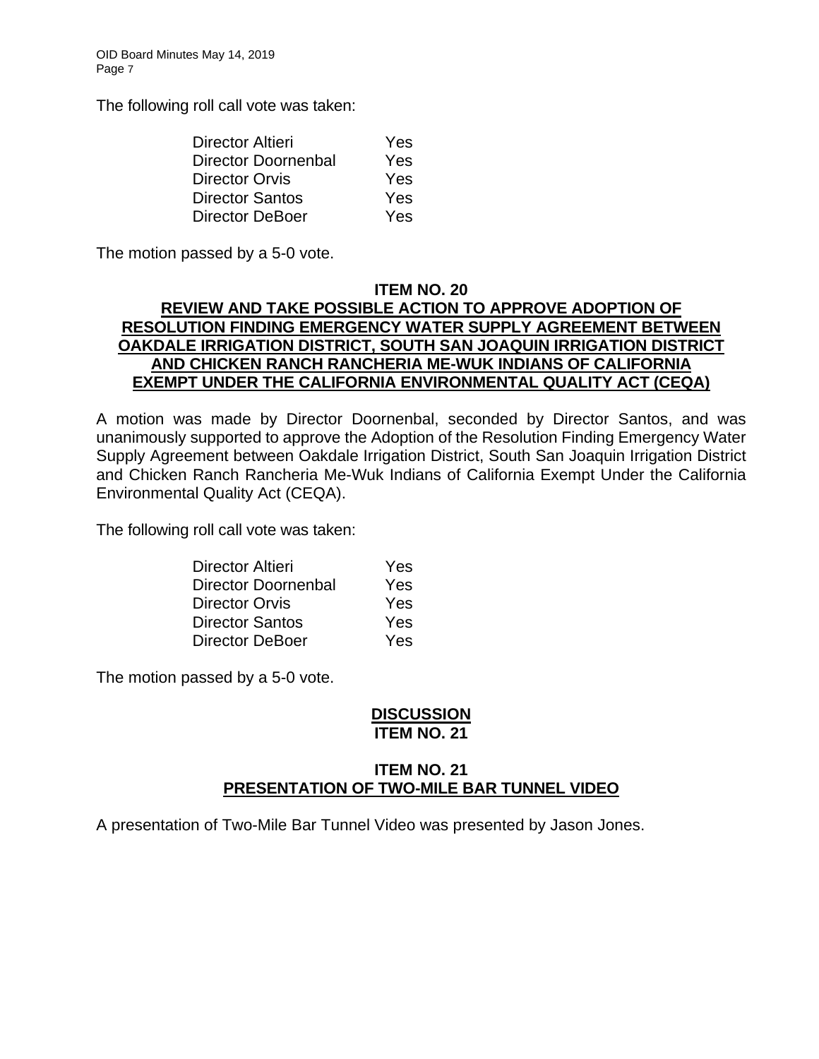The following roll call vote was taken:

| | |
|---|---|
| Director Altieri | Yes |
| Director Doornenbal | Yes |
| Director Orvis | Yes |
| Director Santos | Yes |
| Director DeBoer | Yes |

The motion passed by a 5-0 vote.

### ITEM NO. 20
### REVIEW AND TAKE POSSIBLE ACTION TO APPROVE ADOPTION OF RESOLUTION FINDING EMERGENCY WATER SUPPLY AGREEMENT BETWEEN OAKDALE IRRIGATION DISTRICT, SOUTH SAN JOAQUIN IRRIGATION DISTRICT AND CHICKEN RANCH RANCHERIA ME-WUK INDIANS OF CALIFORNIA EXEMPT UNDER THE CALIFORNIA ENVIRONMENTAL QUALITY ACT (CEQA)

A motion was made by Director Doornenbal, seconded by Director Santos, and was unanimously supported to approve the Adoption of the Resolution Finding Emergency Water Supply Agreement between Oakdale Irrigation District, South San Joaquin Irrigation District and Chicken Ranch Rancheria Me-Wuk Indians of California Exempt Under the California Environmental Quality Act (CEQA).

The following roll call vote was taken:

| | |
|---|---|
| Director Altieri | Yes |
| Director Doornenbal | Yes |
| Director Orvis | Yes |
| Director Santos | Yes |
| Director DeBoer | Yes |

The motion passed by a 5-0 vote.

## DISCUSSION
## ITEM NO. 21

### ITEM NO. 21
### PRESENTATION OF TWO-MILE BAR TUNNEL VIDEO

A presentation of Two-Mile Bar Tunnel Video was presented by Jason Jones.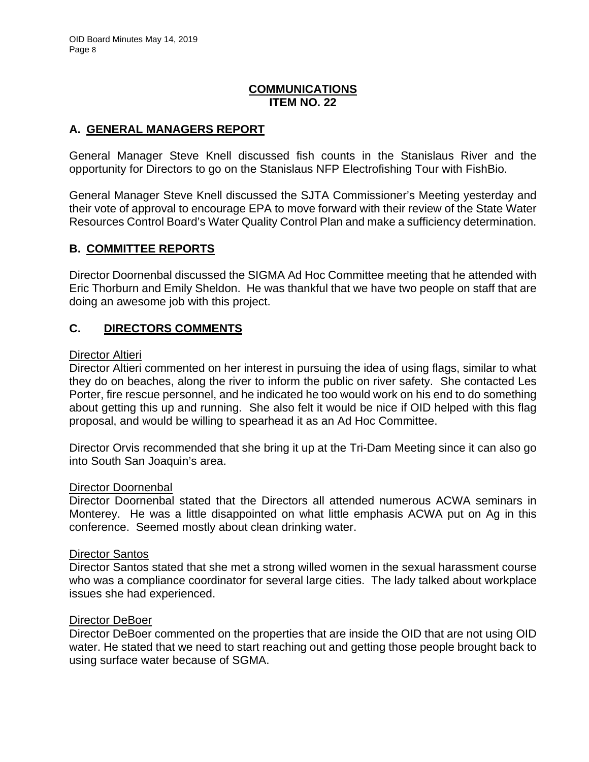## COMMUNICATIONS
## ITEM NO. 22

### A. GENERAL MANAGERS REPORT

General Manager Steve Knell discussed fish counts in the Stanislaus River and the opportunity for Directors to go on the Stanislaus NFP Electrofishing Tour with FishBio.

General Manager Steve Knell discussed the SJTA Commissioner's Meeting yesterday and their vote of approval to encourage EPA to move forward with their review of the State Water Resources Control Board's Water Quality Control Plan and make a sufficiency determination.

### B. COMMITTEE REPORTS

Director Doornenbal discussed the SIGMA Ad Hoc Committee meeting that he attended with Eric Thorburn and Emily Sheldon. He was thankful that we have two people on staff that are doing an awesome job with this project.

### C. DIRECTORS COMMENTS

Director Altieri

Director Altieri commented on her interest in pursuing the idea of using flags, similar to what they do on beaches, along the river to inform the public on river safety. She contacted Les Porter, fire rescue personnel, and he indicated he too would work on his end to do something about getting this up and running. She also felt it would be nice if OID helped with this flag proposal, and would be willing to spearhead it as an Ad Hoc Committee.

Director Orvis recommended that she bring it up at the Tri-Dam Meeting since it can also go into South San Joaquin's area.

Director Doornenbal

Director Doornenbal stated that the Directors all attended numerous ACWA seminars in Monterey. He was a little disappointed on what little emphasis ACWA put on Ag in this conference. Seemed mostly about clean drinking water.

Director Santos

Director Santos stated that she met a strong willed women in the sexual harassment course who was a compliance coordinator for several large cities. The lady talked about workplace issues she had experienced.

Director DeBoer

Director DeBoer commented on the properties that are inside the OID that are not using OID water. He stated that we need to start reaching out and getting those people brought back to using surface water because of SGMA.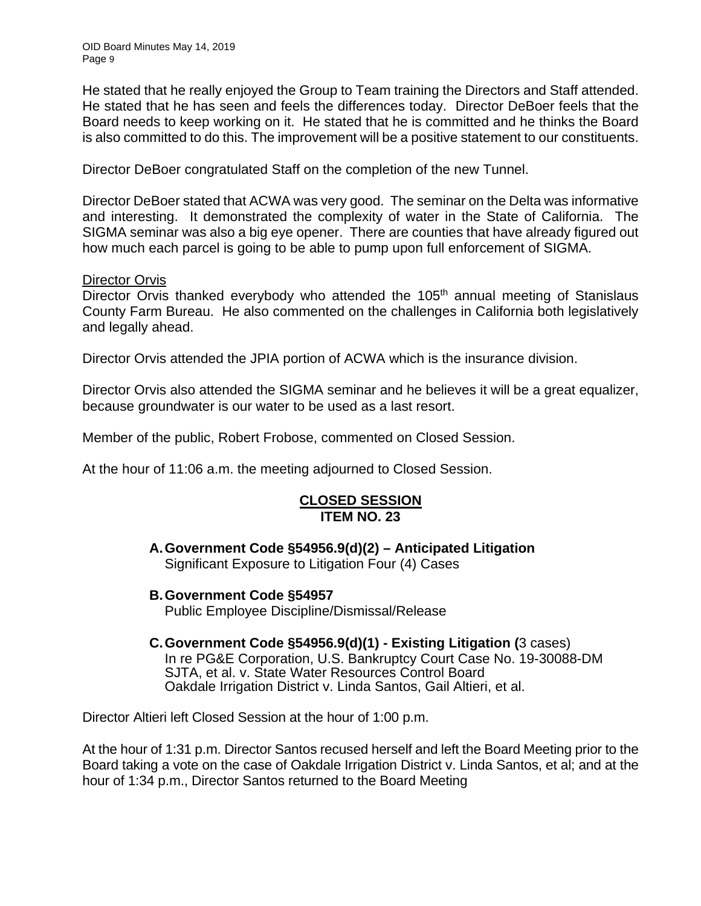He stated that he really enjoyed the Group to Team training the Directors and Staff attended. He stated that he has seen and feels the differences today. Director DeBoer feels that the Board needs to keep working on it. He stated that he is committed and he thinks the Board is also committed to do this. The improvement will be a positive statement to our constituents.

Director DeBoer congratulated Staff on the completion of the new Tunnel.

Director DeBoer stated that ACWA was very good. The seminar on the Delta was informative and interesting. It demonstrated the complexity of water in the State of California. The SIGMA seminar was also a big eye opener. There are counties that have already figured out how much each parcel is going to be able to pump upon full enforcement of SIGMA.

Director Orvis

Director Orvis thanked everybody who attended the 105th annual meeting of Stanislaus County Farm Bureau. He also commented on the challenges in California both legislatively and legally ahead.

Director Orvis attended the JPIA portion of ACWA which is the insurance division.

Director Orvis also attended the SIGMA seminar and he believes it will be a great equalizer, because groundwater is our water to be used as a last resort.

Member of the public, Robert Frobose, commented on Closed Session.

At the hour of 11:06 a.m. the meeting adjourned to Closed Session.

## CLOSED SESSION
## ITEM NO. 23

**A. Government Code §54956.9(d)(2) – Anticipated Litigation**
Significant Exposure to Litigation Four (4) Cases

**B. Government Code §54957**
Public Employee Discipline/Dismissal/Release

**C. Government Code §54956.9(d)(1) - Existing Litigation (**3 cases)
In re PG&E Corporation, U.S. Bankruptcy Court Case No. 19-30088-DM
SJTA, et al. v. State Water Resources Control Board
Oakdale Irrigation District v. Linda Santos, Gail Altieri, et al.

Director Altieri left Closed Session at the hour of 1:00 p.m.

At the hour of 1:31 p.m. Director Santos recused herself and left the Board Meeting prior to the Board taking a vote on the case of Oakdale Irrigation District v. Linda Santos, et al; and at the hour of 1:34 p.m., Director Santos returned to the Board Meeting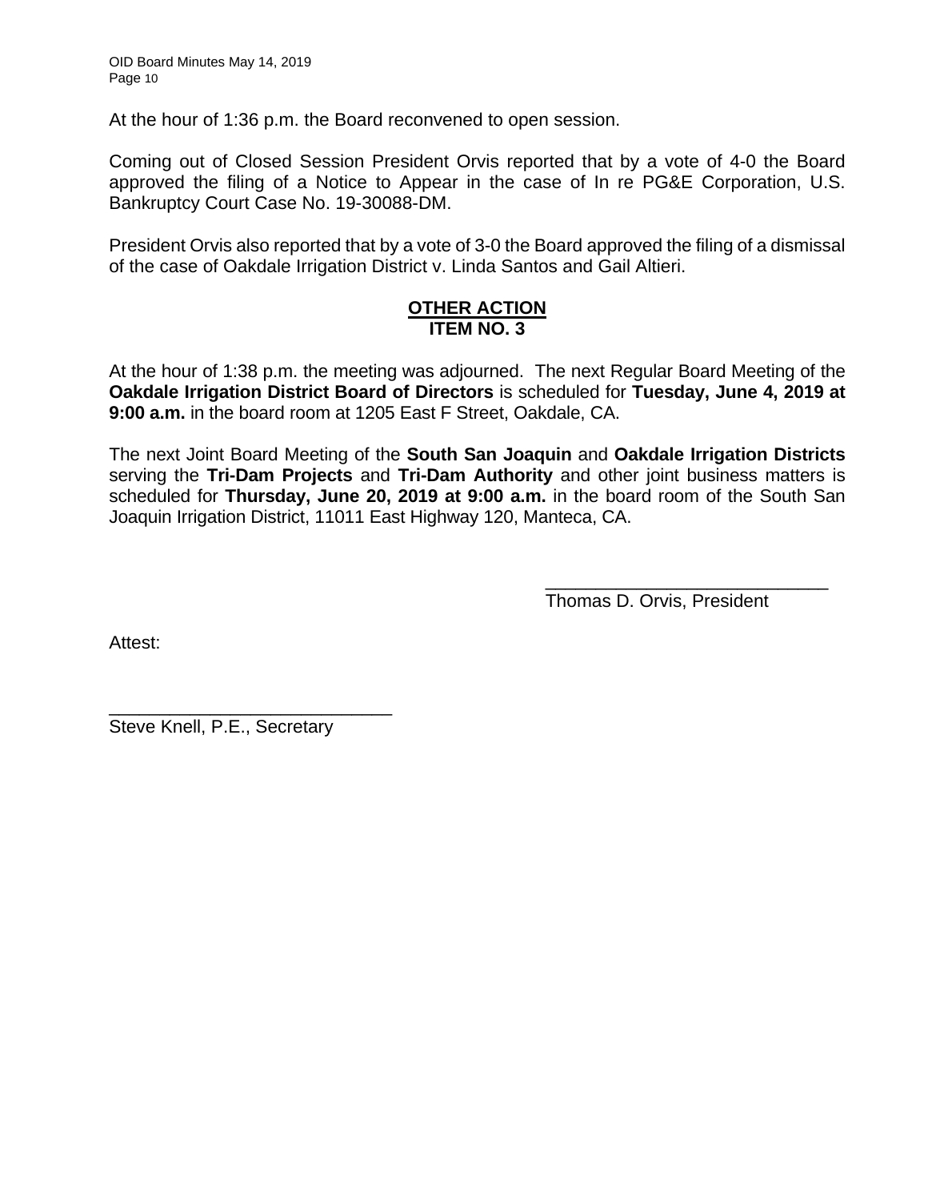At the hour of 1:36 p.m. the Board reconvened to open session.

Coming out of Closed Session President Orvis reported that by a vote of 4-0 the Board approved the filing of a Notice to Appear in the case of In re PG&E Corporation, U.S. Bankruptcy Court Case No. 19-30088-DM.

President Orvis also reported that by a vote of 3-0 the Board approved the filing of a dismissal of the case of Oakdale Irrigation District v. Linda Santos and Gail Altieri.

**OTHER ACTION**
**ITEM NO. 3**

At the hour of 1:38 p.m. the meeting was adjourned. The next Regular Board Meeting of the **Oakdale Irrigation District Board of Directors** is scheduled for **Tuesday, June 4, 2019 at 9:00 a.m.** in the board room at 1205 East F Street, Oakdale, CA.

The next Joint Board Meeting of the **South San Joaquin** and **Oakdale Irrigation Districts** serving the **Tri-Dam Projects** and **Tri-Dam Authority** and other joint business matters is scheduled for **Thursday, June 20, 2019 at 9:00 a.m.** in the board room of the South San Joaquin Irrigation District, 11011 East Highway 120, Manteca, CA.

____________________________
Thomas D. Orvis, President

Attest:

____________________________
Steve Knell, P.E., Secretary